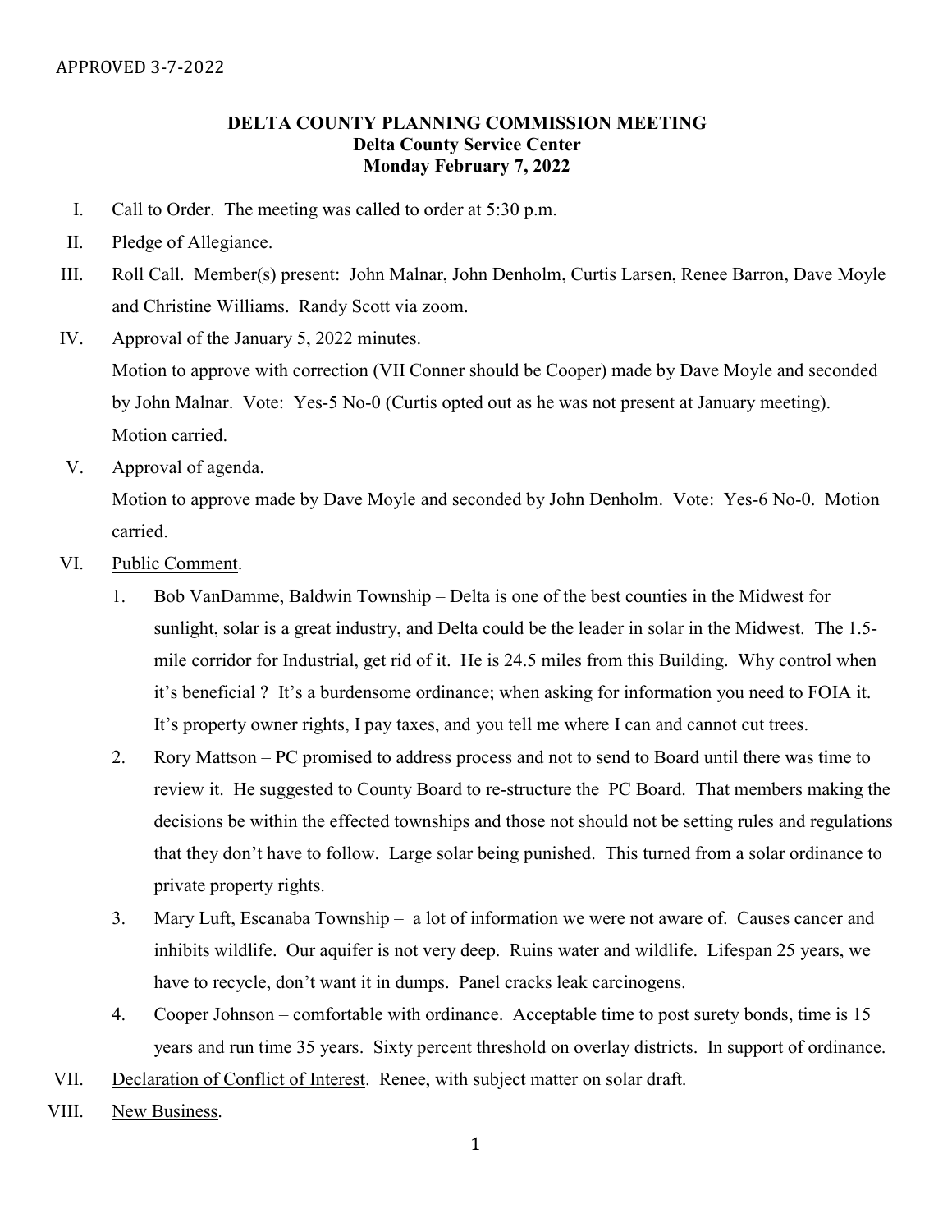APPROVED 3-7-2022

**DELTA COUNTY PLANNING COMMISSION MEETING**
**Delta County Service Center**
**Monday February 7, 2022**

I. Call to Order. The meeting was called to order at 5:30 p.m.

II. Pledge of Allegiance.

III. Roll Call. Member(s) present: John Malnar, John Denholm, Curtis Larsen, Renee Barron, Dave Moyle and Christine Williams. Randy Scott via zoom.

IV. Approval of the January 5, 2022 minutes.
Motion to approve with correction (VII Conner should be Cooper) made by Dave Moyle and seconded by John Malnar. Vote: Yes-5 No-0 (Curtis opted out as he was not present at January meeting). Motion carried.

V. Approval of agenda.
Motion to approve made by Dave Moyle and seconded by John Denholm. Vote: Yes-6 No-0. Motion carried.

VI. Public Comment.

1. Bob VanDamme, Baldwin Township – Delta is one of the best counties in the Midwest for sunlight, solar is a great industry, and Delta could be the leader in solar in the Midwest. The 1.5-mile corridor for Industrial, get rid of it. He is 24.5 miles from this Building. Why control when it's beneficial ? It's a burdensome ordinance; when asking for information you need to FOIA it. It's property owner rights, I pay taxes, and you tell me where I can and cannot cut trees.
2. Rory Mattson – PC promised to address process and not to send to Board until there was time to review it. He suggested to County Board to re-structure the PC Board. That members making the decisions be within the effected townships and those not should not be setting rules and regulations that they don't have to follow. Large solar being punished. This turned from a solar ordinance to private property rights.
3. Mary Luft, Escanaba Township – a lot of information we were not aware of. Causes cancer and inhibits wildlife. Our aquifer is not very deep. Ruins water and wildlife. Lifespan 25 years, we have to recycle, don't want it in dumps. Panel cracks leak carcinogens.
4. Cooper Johnson – comfortable with ordinance. Acceptable time to post surety bonds, time is 15 years and run time 35 years. Sixty percent threshold on overlay districts. In support of ordinance.

VII. Declaration of Conflict of Interest. Renee, with subject matter on solar draft.

VIII. New Business.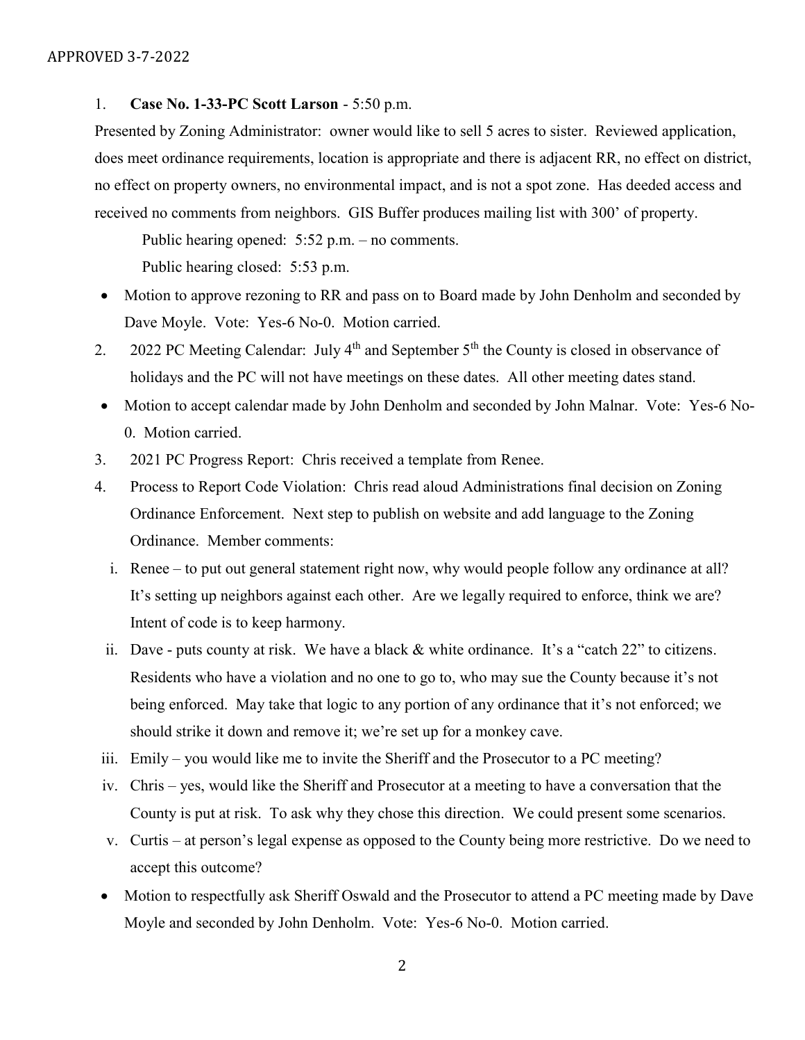APPROVED 3-7-2022

1. **Case No. 1-33-PC Scott Larson** - 5:50 p.m.

Presented by Zoning Administrator: owner would like to sell 5 acres to sister. Reviewed application, does meet ordinance requirements, location is appropriate and there is adjacent RR, no effect on district, no effect on property owners, no environmental impact, and is not a spot zone. Has deeded access and received no comments from neighbors. GIS Buffer produces mailing list with 300' of property.

Public hearing opened: 5:52 p.m. – no comments.

Public hearing closed: 5:53 p.m.

- Motion to approve rezoning to RR and pass on to Board made by John Denholm and seconded by Dave Moyle. Vote: Yes-6 No-0. Motion carried.

2. 2022 PC Meeting Calendar: July 4th and September 5th the County is closed in observance of holidays and the PC will not have meetings on these dates. All other meeting dates stand.

- Motion to accept calendar made by John Denholm and seconded by John Malnar. Vote: Yes-6 No-0. Motion carried.

3. 2021 PC Progress Report: Chris received a template from Renee.

4. Process to Report Code Violation: Chris read aloud Administrations final decision on Zoning Ordinance Enforcement. Next step to publish on website and add language to the Zoning Ordinance. Member comments:

   i. Renee – to put out general statement right now, why would people follow any ordinance at all? It's setting up neighbors against each other. Are we legally required to enforce, think we are? Intent of code is to keep harmony.

   ii. Dave - puts county at risk. We have a black & white ordinance. It's a "catch 22" to citizens. Residents who have a violation and no one to go to, who may sue the County because it's not being enforced. May take that logic to any portion of any ordinance that it's not enforced; we should strike it down and remove it; we're set up for a monkey cave.

   iii. Emily – you would like me to invite the Sheriff and the Prosecutor to a PC meeting?

   iv. Chris – yes, would like the Sheriff and Prosecutor at a meeting to have a conversation that the County is put at risk. To ask why they chose this direction. We could present some scenarios.

   v. Curtis – at person's legal expense as opposed to the County being more restrictive. Do we need to accept this outcome?

- Motion to respectfully ask Sheriff Oswald and the Prosecutor to attend a PC meeting made by Dave Moyle and seconded by John Denholm. Vote: Yes-6 No-0. Motion carried.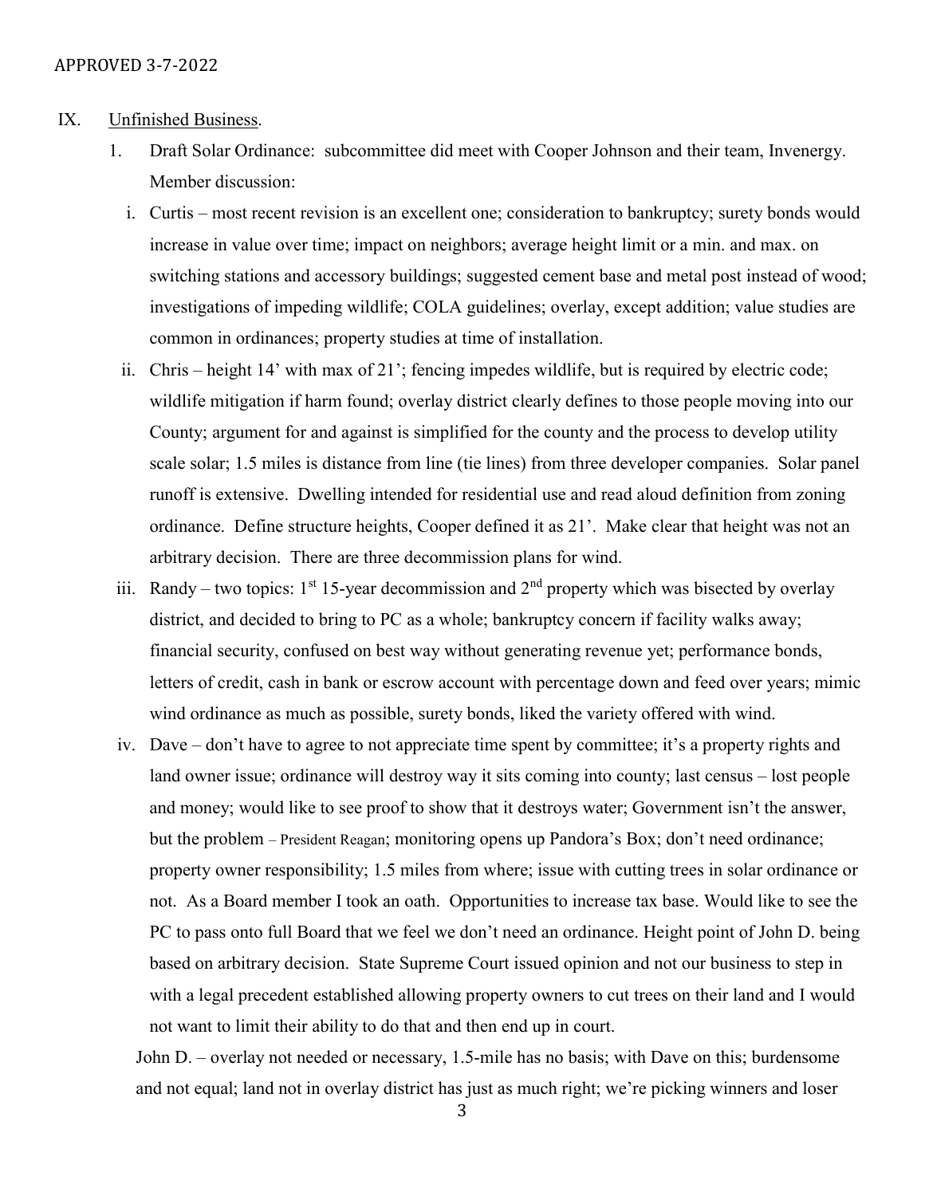APPROVED 3-7-2022

IX. Unfinished Business.

1. Draft Solar Ordinance: subcommittee did meet with Cooper Johnson and their team, Invenergy. Member discussion:

   i. Curtis – most recent revision is an excellent one; consideration to bankruptcy; surety bonds would increase in value over time; impact on neighbors; average height limit or a min. and max. on switching stations and accessory buildings; suggested cement base and metal post instead of wood; investigations of impeding wildlife; COLA guidelines; overlay, except addition; value studies are common in ordinances; property studies at time of installation.

   ii. Chris – height 14' with max of 21'; fencing impedes wildlife, but is required by electric code; wildlife mitigation if harm found; overlay district clearly defines to those people moving into our County; argument for and against is simplified for the county and the process to develop utility scale solar; 1.5 miles is distance from line (tie lines) from three developer companies. Solar panel runoff is extensive. Dwelling intended for residential use and read aloud definition from zoning ordinance. Define structure heights, Cooper defined it as 21'. Make clear that height was not an arbitrary decision. There are three decommission plans for wind.

   iii. Randy – two topics: 1st 15-year decommission and 2nd property which was bisected by overlay district, and decided to bring to PC as a whole; bankruptcy concern if facility walks away; financial security, confused on best way without generating revenue yet; performance bonds, letters of credit, cash in bank or escrow account with percentage down and feed over years; mimic wind ordinance as much as possible, surety bonds, liked the variety offered with wind.

   iv. Dave – don't have to agree to not appreciate time spent by committee; it's a property rights and land owner issue; ordinance will destroy way it sits coming into county; last census – lost people and money; would like to see proof to show that it destroys water; Government isn't the answer, but the problem – President Reagan; monitoring opens up Pandora's Box; don't need ordinance; property owner responsibility; 1.5 miles from where; issue with cutting trees in solar ordinance or not. As a Board member I took an oath. Opportunities to increase tax base. Would like to see the PC to pass onto full Board that we feel we don't need an ordinance. Height point of John D. being based on arbitrary decision. State Supreme Court issued opinion and not our business to step in with a legal precedent established allowing property owners to cut trees on their land and I would not want to limit their ability to do that and then end up in court.

   John D. – overlay not needed or necessary, 1.5-mile has no basis; with Dave on this; burdensome and not equal; land not in overlay district has just as much right; we're picking winners and loser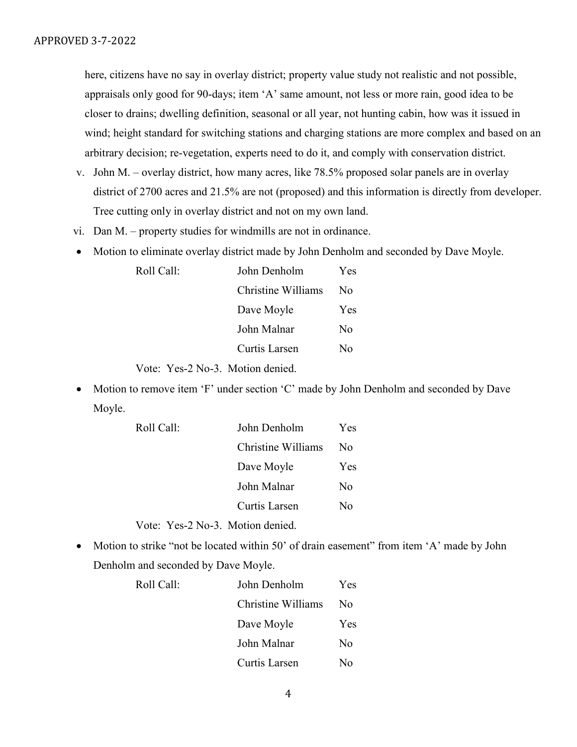here, citizens have no say in overlay district; property value study not realistic and not possible, appraisals only good for 90-days; item 'A' same amount, not less or more rain, good idea to be closer to drains; dwelling definition, seasonal or all year, not hunting cabin, how was it issued in wind; height standard for switching stations and charging stations are more complex and based on an arbitrary decision; re-vegetation, experts need to do it, and comply with conservation district.

v. John M. – overlay district, how many acres, like 78.5% proposed solar panels are in overlay district of 2700 acres and 21.5% are not (proposed) and this information is directly from developer. Tree cutting only in overlay district and not on my own land.

vi. Dan M. – property studies for windmills are not in ordinance.

- Motion to eliminate overlay district made by John Denholm and seconded by Dave Moyle.

| Roll Call: | John Denholm | Yes |
|---|---|---|
| | Christine Williams | No |
| | Dave Moyle | Yes |
| | John Malnar | No |
| | Curtis Larsen | No |

Vote: Yes-2 No-3. Motion denied.

- Motion to remove item 'F' under section 'C' made by John Denholm and seconded by Dave Moyle.

| Roll Call: | John Denholm | Yes |
|---|---|---|
| | Christine Williams | No |
| | Dave Moyle | Yes |
| | John Malnar | No |
| | Curtis Larsen | No |

Vote: Yes-2 No-3. Motion denied.

- Motion to strike "not be located within 50' of drain easement" from item 'A' made by John Denholm and seconded by Dave Moyle.

| Roll Call: | John Denholm | Yes |
|---|---|---|
| | Christine Williams | No |
| | Dave Moyle | Yes |
| | John Malnar | No |
| | Curtis Larsen | No |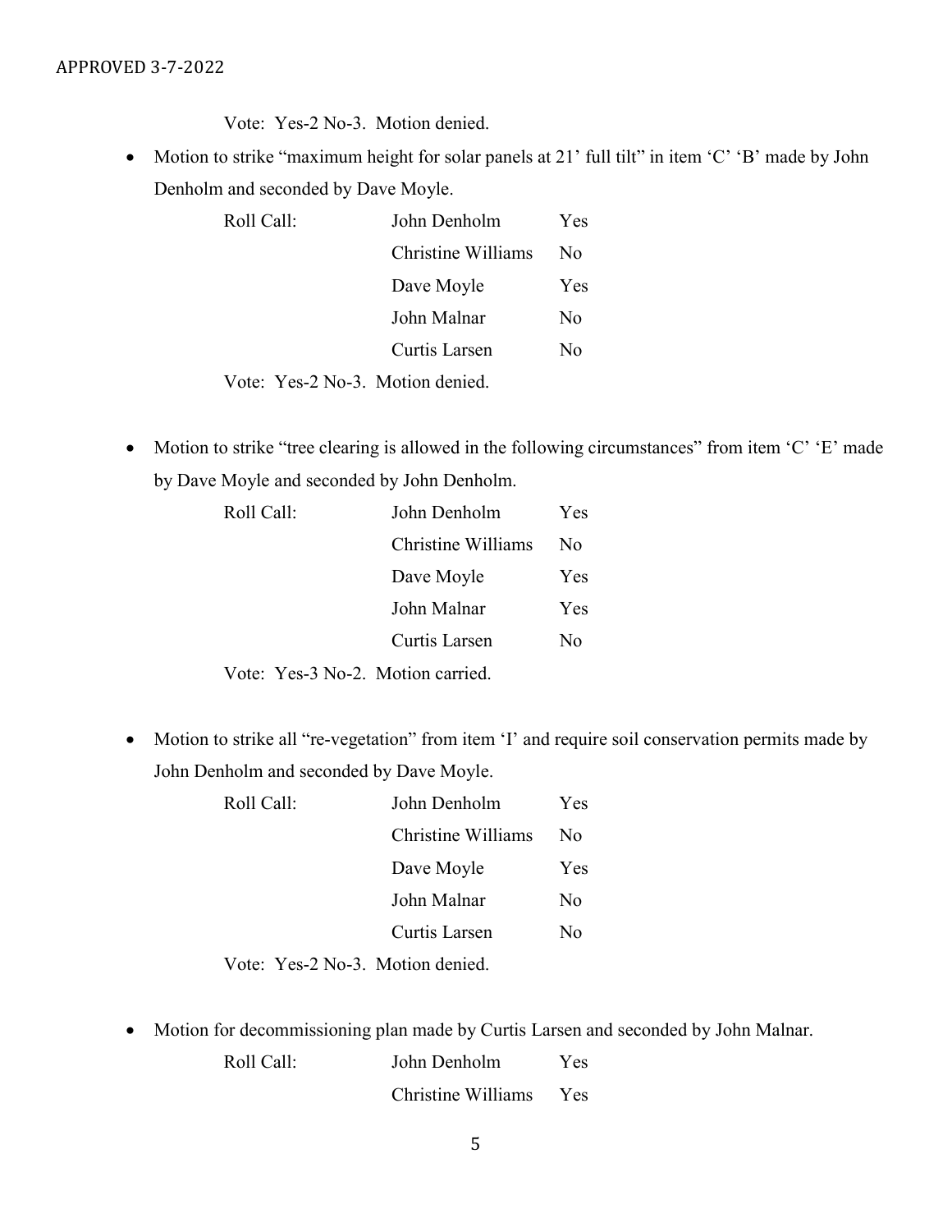Vote: Yes-2 No-3. Motion denied.

- Motion to strike "maximum height for solar panels at 21' full tilt" in item 'C' 'B' made by John Denholm and seconded by Dave Moyle.

| Roll Call: | John Denholm | Yes |
|---|---|---|
| | Christine Williams | No |
| | Dave Moyle | Yes |
| | John Malnar | No |
| | Curtis Larsen | No |

Vote: Yes-2 No-3. Motion denied.

- Motion to strike "tree clearing is allowed in the following circumstances" from item 'C' 'E' made by Dave Moyle and seconded by John Denholm.

| Roll Call: | John Denholm | Yes |
|---|---|---|
| | Christine Williams | No |
| | Dave Moyle | Yes |
| | John Malnar | Yes |
| | Curtis Larsen | No |

Vote: Yes-3 No-2. Motion carried.

- Motion to strike all "re-vegetation" from item 'I' and require soil conservation permits made by John Denholm and seconded by Dave Moyle.

| Roll Call: | John Denholm | Yes |
|---|---|---|
| | Christine Williams | No |
| | Dave Moyle | Yes |
| | John Malnar | No |
| | Curtis Larsen | No |

Vote: Yes-2 No-3. Motion denied.

- Motion for decommissioning plan made by Curtis Larsen and seconded by John Malnar.

| Roll Call: | John Denholm | Yes |
|---|---|---|
| | Christine Williams | Yes |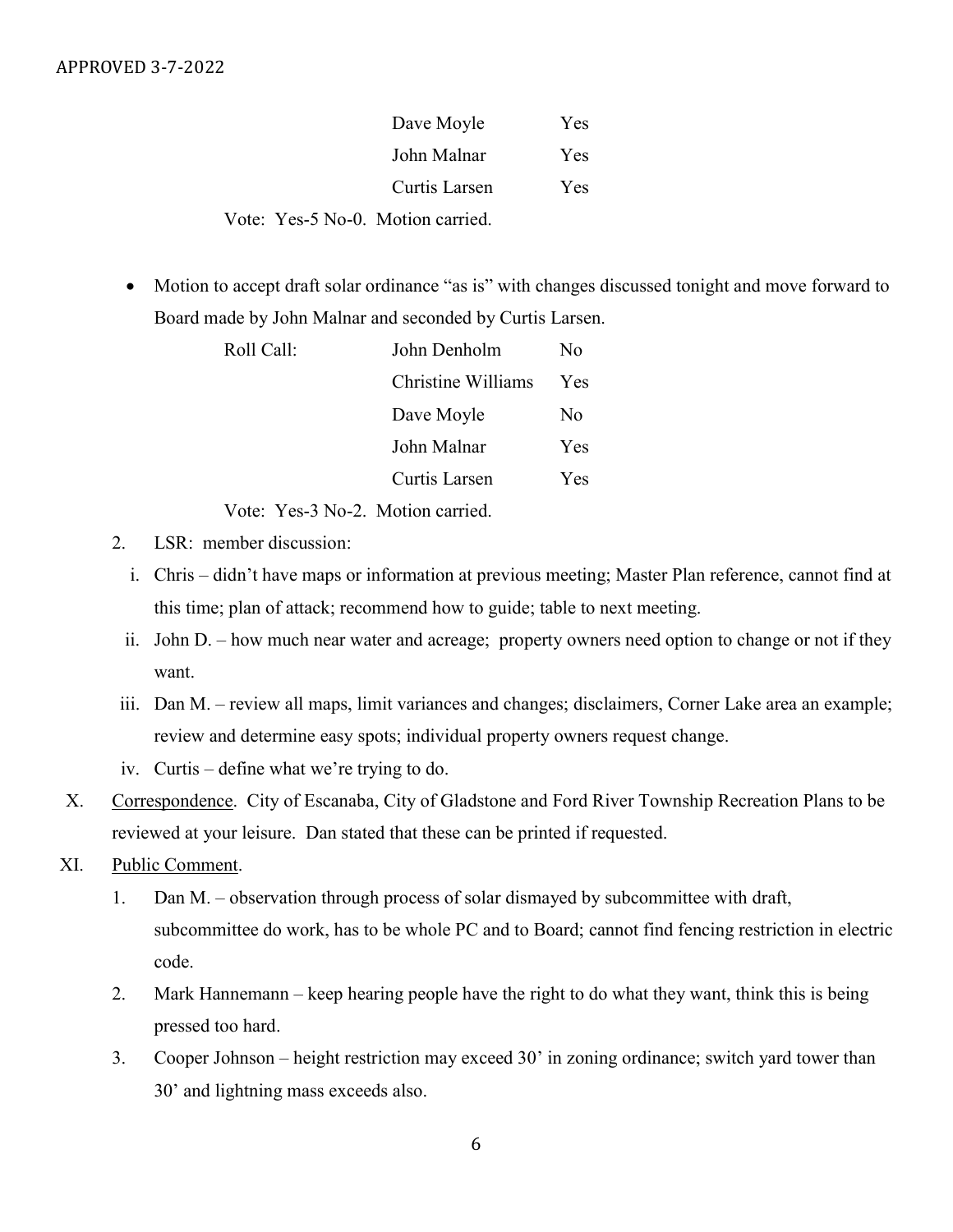APPROVED 3-7-2022

| | | |
|---|---|---|
| | Dave Moyle | Yes |
| | John Malnar | Yes |
| | Curtis Larsen | Yes |

Vote: Yes-5 No-0. Motion carried.

- Motion to accept draft solar ordinance "as is" with changes discussed tonight and move forward to Board made by John Malnar and seconded by Curtis Larsen.

| | | |
|---|---|---|
| Roll Call: | John Denholm | No |
| | Christine Williams | Yes |
| | Dave Moyle | No |
| | John Malnar | Yes |
| | Curtis Larsen | Yes |

Vote: Yes-3 No-2. Motion carried.

2. LSR: member discussion:
   i. Chris – didn't have maps or information at previous meeting; Master Plan reference, cannot find at this time; plan of attack; recommend how to guide; table to next meeting.
   ii. John D. – how much near water and acreage; property owners need option to change or not if they want.
   iii. Dan M. – review all maps, limit variances and changes; disclaimers, Corner Lake area an example; review and determine easy spots; individual property owners request change.
   iv. Curtis – define what we're trying to do.

X. Correspondence. City of Escanaba, City of Gladstone and Ford River Township Recreation Plans to be reviewed at your leisure. Dan stated that these can be printed if requested.

XI. Public Comment.

1. Dan M. – observation through process of solar dismayed by subcommittee with draft, subcommittee do work, has to be whole PC and to Board; cannot find fencing restriction in electric code.
2. Mark Hannemann – keep hearing people have the right to do what they want, think this is being pressed too hard.
3. Cooper Johnson – height restriction may exceed 30' in zoning ordinance; switch yard tower than 30' and lightning mass exceeds also.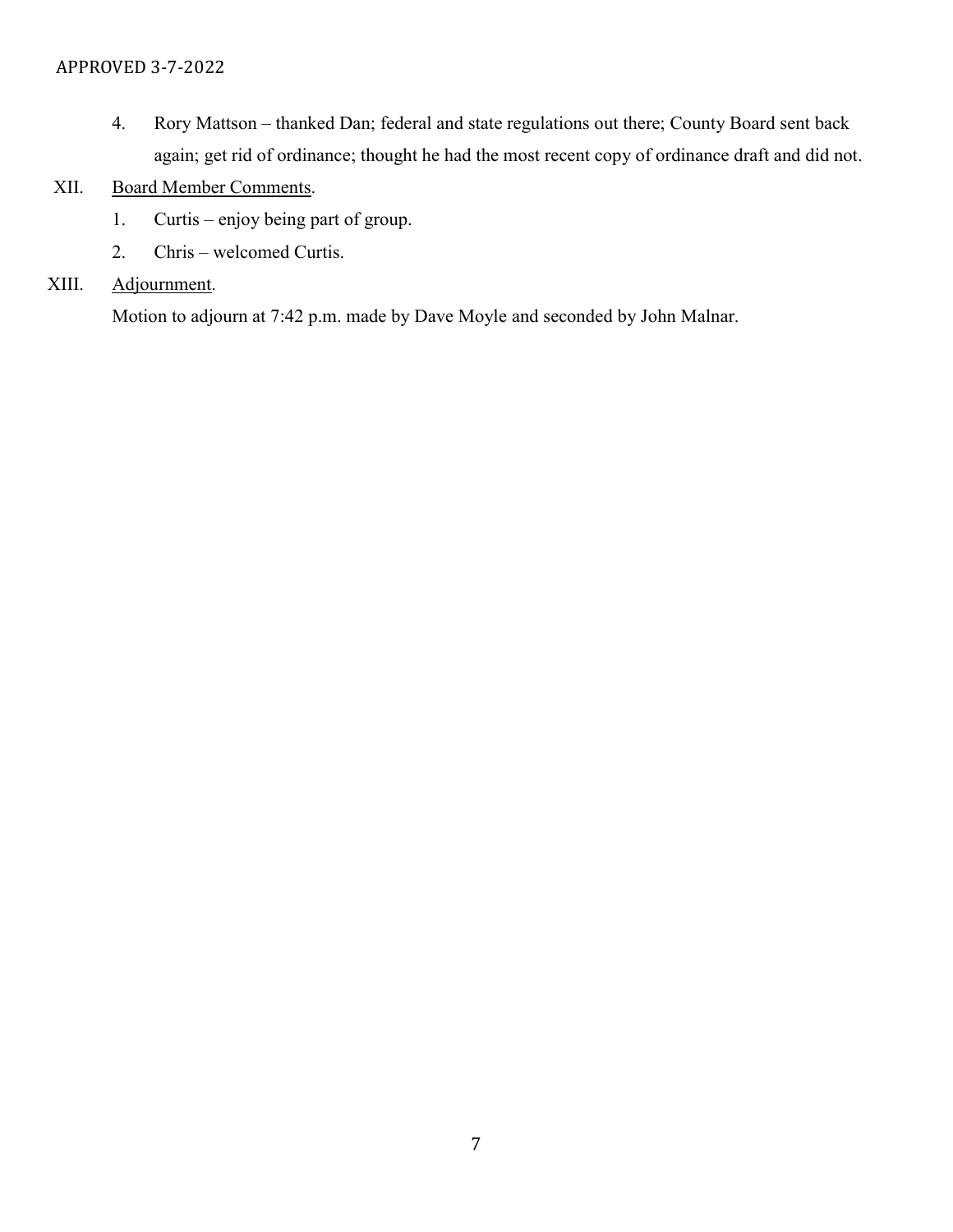APPROVED 3-7-2022

4. Rory Mattson – thanked Dan; federal and state regulations out there; County Board sent back again; get rid of ordinance; thought he had the most recent copy of ordinance draft and did not.

XII. Board Member Comments.

1. Curtis – enjoy being part of group.
2. Chris – welcomed Curtis.

XIII. Adjournment.

Motion to adjourn at 7:42 p.m. made by Dave Moyle and seconded by John Malnar.